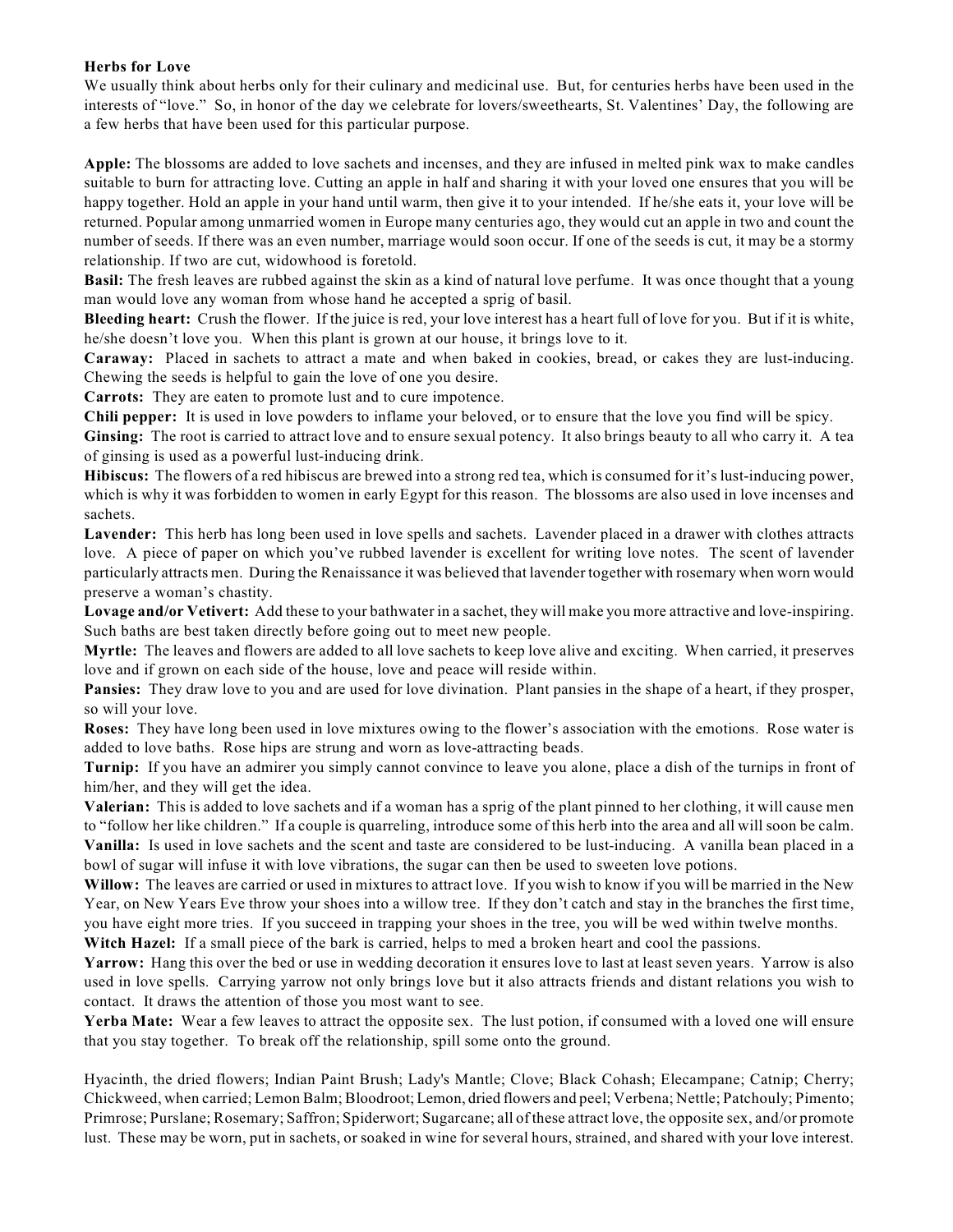**Herbs for Love**

We usually think about herbs only for their culinary and medicinal use. But, for centuries herbs have been used in the interests of "love." So, in honor of the day we celebrate for lovers/sweethearts, St. Valentines' Day, the following are a few herbs that have been used for this particular purpose.

**Apple:** The blossoms are added to love sachets and incenses, and they are infused in melted pink wax to make candles suitable to burn for attracting love. Cutting an apple in half and sharing it with your loved one ensures that you will be happy together. Hold an apple in your hand until warm, then give it to your intended. If he/she eats it, your love will be returned. Popular among unmarried women in Europe many centuries ago, they would cut an apple in two and count the number of seeds. If there was an even number, marriage would soon occur. If one of the seeds is cut, it may be a stormy relationship. If two are cut, widowhood is foretold.

**Basil:** The fresh leaves are rubbed against the skin as a kind of natural love perfume. It was once thought that a young man would love any woman from whose hand he accepted a sprig of basil.

**Bleeding heart:** Crush the flower. If the juice is red, your love interest has a heart full of love for you. But if it is white, he/she doesn't love you. When this plant is grown at our house, it brings love to it.

**Caraway:** Placed in sachets to attract a mate and when baked in cookies, bread, or cakes they are lust-inducing. Chewing the seeds is helpful to gain the love of one you desire.

**Carrots:** They are eaten to promote lust and to cure impotence.

**Chili pepper:** It is used in love powders to inflame your beloved, or to ensure that the love you find will be spicy.

**Ginsing:** The root is carried to attract love and to ensure sexual potency. It also brings beauty to all who carry it. A tea of ginsing is used as a powerful lust-inducing drink.

**Hibiscus:** The flowers of a red hibiscus are brewed into a strong red tea, which is consumed for it's lust-inducing power, which is why it was forbidden to women in early Egypt for this reason. The blossoms are also used in love incenses and sachets.

**Lavender:** This herb has long been used in love spells and sachets. Lavender placed in a drawer with clothes attracts love. A piece of paper on which you've rubbed lavender is excellent for writing love notes. The scent of lavender particularly attracts men. During the Renaissance it was believed that lavender together with rosemary when worn would preserve a woman's chastity.

**Lovage and/or Vetivert:** Add these to your bathwater in a sachet, they will make you more attractive and love-inspiring. Such baths are best taken directly before going out to meet new people.

**Myrtle:** The leaves and flowers are added to all love sachets to keep love alive and exciting. When carried, it preserves love and if grown on each side of the house, love and peace will reside within.

**Pansies:** They draw love to you and are used for love divination. Plant pansies in the shape of a heart, if they prosper, so will your love.

**Roses:** They have long been used in love mixtures owing to the flower's association with the emotions. Rose water is added to love baths. Rose hips are strung and worn as love-attracting beads.

**Turnip:** If you have an admirer you simply cannot convince to leave you alone, place a dish of the turnips in front of him/her, and they will get the idea.

**Valerian:** This is added to love sachets and if a woman has a sprig of the plant pinned to her clothing, it will cause men to "follow her like children." If a couple is quarreling, introduce some of this herb into the area and all will soon be calm.

**Vanilla:** Is used in love sachets and the scent and taste are considered to be lust-inducing. A vanilla bean placed in a bowl of sugar will infuse it with love vibrations, the sugar can then be used to sweeten love potions.

**Willow:** The leaves are carried or used in mixtures to attract love. If you wish to know if you will be married in the New Year, on New Years Eve throw your shoes into a willow tree. If they don't catch and stay in the branches the first time, you have eight more tries. If you succeed in trapping your shoes in the tree, you will be wed within twelve months.

**Witch Hazel:** If a small piece of the bark is carried, helps to med a broken heart and cool the passions.

**Yarrow:** Hang this over the bed or use in wedding decoration it ensures love to last at least seven years. Yarrow is also used in love spells. Carrying yarrow not only brings love but it also attracts friends and distant relations you wish to contact. It draws the attention of those you most want to see.

**Yerba Mate:** Wear a few leaves to attract the opposite sex. The lust potion, if consumed with a loved one will ensure that you stay together. To break off the relationship, spill some onto the ground.

Hyacinth, the dried flowers; Indian Paint Brush; Lady's Mantle; Clove; Black Cohash; Elecampane; Catnip; Cherry; Chickweed, when carried; Lemon Balm; Bloodroot; Lemon, dried flowers and peel; Verbena; Nettle; Patchouly; Pimento; Primrose; Purslane; Rosemary; Saffron; Spiderwort; Sugarcane; all of these attract love, the opposite sex, and/or promote lust. These may be worn, put in sachets, or soaked in wine for several hours, strained, and shared with your love interest.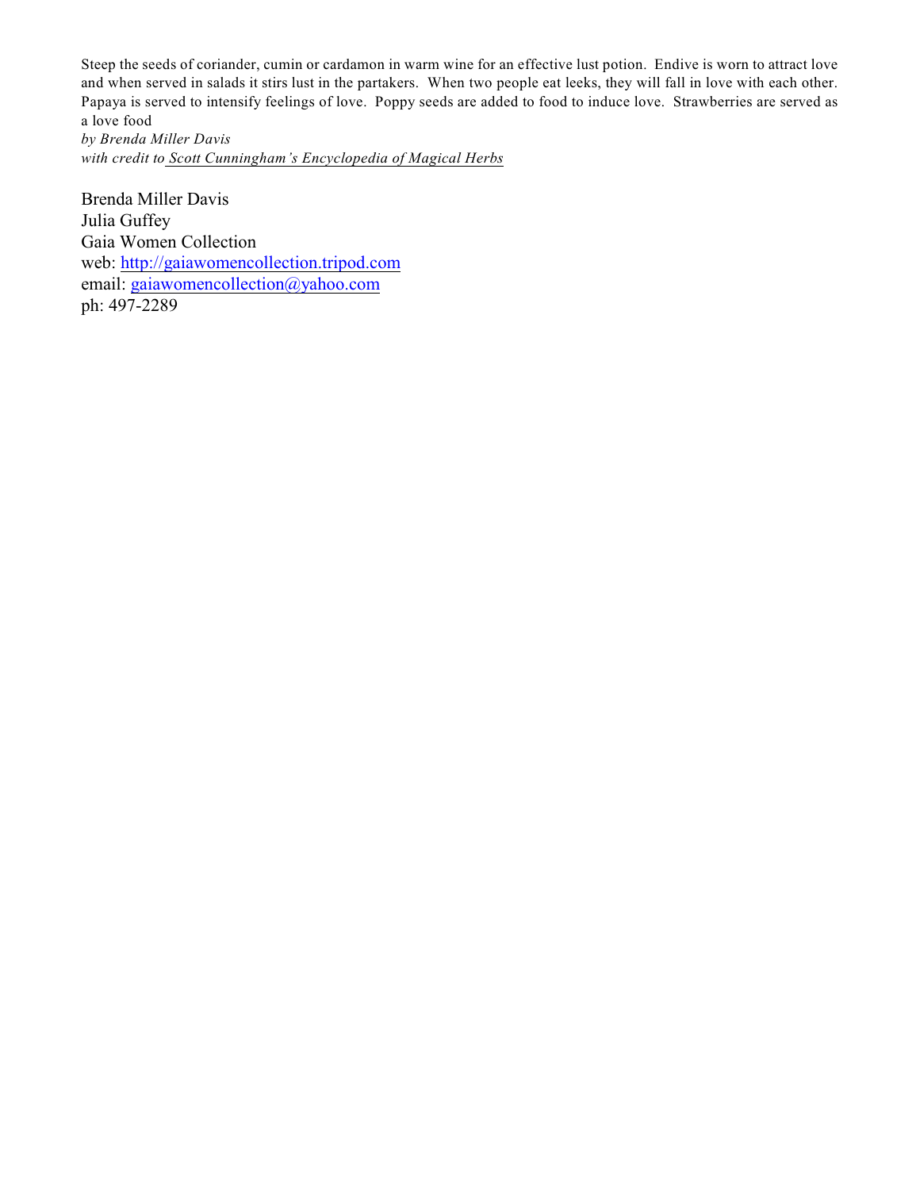Steep the seeds of coriander, cumin or cardamon in warm wine for an effective lust potion. Endive is worn to attract love and when served in salads it stirs lust in the partakers. When two people eat leeks, they will fall in love with each other. Papaya is served to intensify feelings of love. Poppy seeds are added to food to induce love. Strawberries are served as a love food

*by Brenda Miller Davis*
*with credit to Scott Cunningham's Encyclopedia of Magical Herbs*

Brenda Miller Davis
Julia Guffey
Gaia Women Collection
web: http://gaiawomencollection.tripod.com
email: gaiawomencollection@yahoo.com
ph: 497-2289